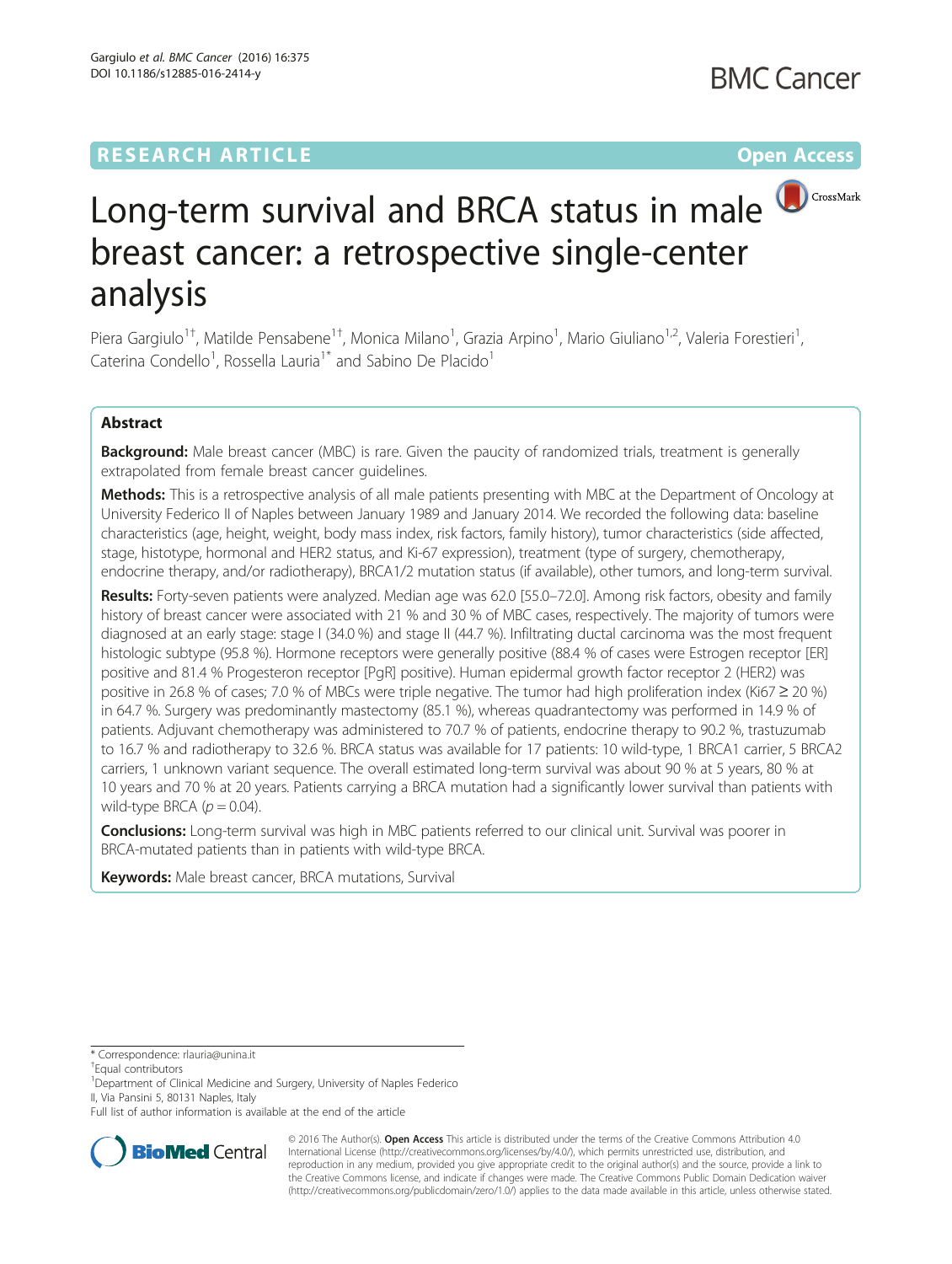RESEARCH ARTICLE

Open Access

# Long-term survival and BRCA status in male breast cancer: a retrospective single-center analysis

Piera Gargiulo[1†], Matilde Pensabene[1†], Monica Milano[1], Grazia Arpino[1], Mario Giuliano[1,2], Valeria Forestieri[1], Caterina Condello[1], Rossella Lauria[1*] and Sabino De Placido[1]

## Abstract

**Background:** Male breast cancer (MBC) is rare. Given the paucity of randomized trials, treatment is generally extrapolated from female breast cancer guidelines.

**Methods:** This is a retrospective analysis of all male patients presenting with MBC at the Department of Oncology at University Federico II of Naples between January 1989 and January 2014. We recorded the following data: baseline characteristics (age, height, weight, body mass index, risk factors, family history), tumor characteristics (side affected, stage, histotype, hormonal and HER2 status, and Ki-67 expression), treatment (type of surgery, chemotherapy, endocrine therapy, and/or radiotherapy), BRCA1/2 mutation status (if available), other tumors, and long-term survival.

**Results:** Forty-seven patients were analyzed. Median age was 62.0 [55.0–72.0]. Among risk factors, obesity and family history of breast cancer were associated with 21 % and 30 % of MBC cases, respectively. The majority of tumors were diagnosed at an early stage: stage I (34.0 %) and stage II (44.7 %). Infiltrating ductal carcinoma was the most frequent histologic subtype (95.8 %). Hormone receptors were generally positive (88.4 % of cases were Estrogen receptor [ER] positive and 81.4 % Progesteron receptor [PgR] positive). Human epidermal growth factor receptor 2 (HER2) was positive in 26.8 % of cases; 7.0 % of MBCs were triple negative. The tumor had high proliferation index (Ki67 ≥ 20 %) in 64.7 %. Surgery was predominantly mastectomy (85.1 %), whereas quadrantectomy was performed in 14.9 % of patients. Adjuvant chemotherapy was administered to 70.7 % of patients, endocrine therapy to 90.2 %, trastuzumab to 16.7 % and radiotherapy to 32.6 %. BRCA status was available for 17 patients: 10 wild-type, 1 BRCA1 carrier, 5 BRCA2 carriers, 1 unknown variant sequence. The overall estimated long-term survival was about 90 % at 5 years, 80 % at 10 years and 70 % at 20 years. Patients carrying a BRCA mutation had a significantly lower survival than patients with wild-type BRCA ($p = 0.04$).

**Conclusions:** Long-term survival was high in MBC patients referred to our clinical unit. Survival was poorer in BRCA-mutated patients than in patients with wild-type BRCA.

**Keywords:** Male breast cancer, BRCA mutations, Survival

\* Correspondence: rlauria@unina.it
†Equal contributors
[1]Department of Clinical Medicine and Surgery, University of Naples Federico II, Via Pansini 5, 80131 Naples, Italy
Full list of author information is available at the end of the article

© 2016 The Author(s). **Open Access** This article is distributed under the terms of the Creative Commons Attribution 4.0 International License (http://creativecommons.org/licenses/by/4.0/), which permits unrestricted use, distribution, and reproduction in any medium, provided you give appropriate credit to the original author(s) and the source, provide a link to the Creative Commons license, and indicate if changes were made. The Creative Commons Public Domain Dedication waiver (http://creativecommons.org/publicdomain/zero/1.0/) applies to the data made available in this article, unless otherwise stated.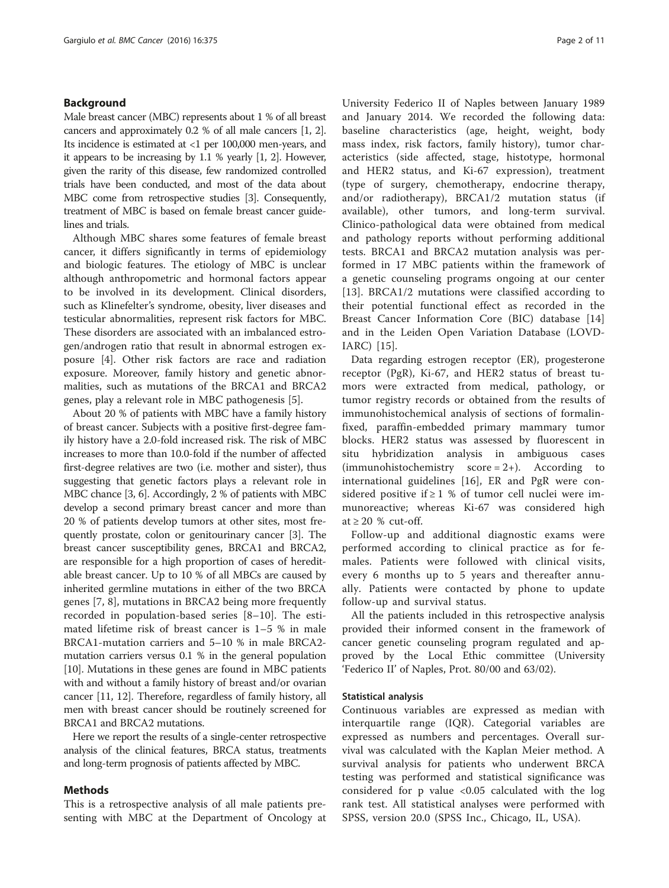## Background

Male breast cancer (MBC) represents about 1 % of all breast cancers and approximately 0.2 % of all male cancers [1, 2]. Its incidence is estimated at <1 per 100,000 men-years, and it appears to be increasing by 1.1 % yearly [1, 2]. However, given the rarity of this disease, few randomized controlled trials have been conducted, and most of the data about MBC come from retrospective studies [3]. Consequently, treatment of MBC is based on female breast cancer guidelines and trials.

Although MBC shares some features of female breast cancer, it differs significantly in terms of epidemiology and biologic features. The etiology of MBC is unclear although anthropometric and hormonal factors appear to be involved in its development. Clinical disorders, such as Klinefelter's syndrome, obesity, liver diseases and testicular abnormalities, represent risk factors for MBC. These disorders are associated with an imbalanced estrogen/androgen ratio that result in abnormal estrogen exposure [4]. Other risk factors are race and radiation exposure. Moreover, family history and genetic abnormalities, such as mutations of the BRCA1 and BRCA2 genes, play a relevant role in MBC pathogenesis [5].

About 20 % of patients with MBC have a family history of breast cancer. Subjects with a positive first-degree family history have a 2.0-fold increased risk. The risk of MBC increases to more than 10.0-fold if the number of affected first-degree relatives are two (i.e. mother and sister), thus suggesting that genetic factors plays a relevant role in MBC chance [3, 6]. Accordingly, 2 % of patients with MBC develop a second primary breast cancer and more than 20 % of patients develop tumors at other sites, most frequently prostate, colon or genitourinary cancer [3]. The breast cancer susceptibility genes, BRCA1 and BRCA2, are responsible for a high proportion of cases of hereditable breast cancer. Up to 10 % of all MBCs are caused by inherited germline mutations in either of the two BRCA genes [7, 8], mutations in BRCA2 being more frequently recorded in population-based series [8–10]. The estimated lifetime risk of breast cancer is 1–5 % in male BRCA1-mutation carriers and 5–10 % in male BRCA2-mutation carriers versus 0.1 % in the general population [10]. Mutations in these genes are found in MBC patients with and without a family history of breast and/or ovarian cancer [11, 12]. Therefore, regardless of family history, all men with breast cancer should be routinely screened for BRCA1 and BRCA2 mutations.

Here we report the results of a single-center retrospective analysis of the clinical features, BRCA status, treatments and long-term prognosis of patients affected by MBC.

## Methods

This is a retrospective analysis of all male patients presenting with MBC at the Department of Oncology at University Federico II of Naples between January 1989 and January 2014. We recorded the following data: baseline characteristics (age, height, weight, body mass index, risk factors, family history), tumor characteristics (side affected, stage, histotype, hormonal and HER2 status, and Ki-67 expression), treatment (type of surgery, chemotherapy, endocrine therapy, and/or radiotherapy), BRCA1/2 mutation status (if available), other tumors, and long-term survival. Clinico-pathological data were obtained from medical and pathology reports without performing additional tests. BRCA1 and BRCA2 mutation analysis was performed in 17 MBC patients within the framework of a genetic counseling programs ongoing at our center [13]. BRCA1/2 mutations were classified according to their potential functional effect as recorded in the Breast Cancer Information Core (BIC) database [14] and in the Leiden Open Variation Database (LOVD-IARC) [15].

Data regarding estrogen receptor (ER), progesterone receptor (PgR), Ki-67, and HER2 status of breast tumors were extracted from medical, pathology, or tumor registry records or obtained from the results of immunohistochemical analysis of sections of formalin-fixed, paraffin-embedded primary mammary tumor blocks. HER2 status was assessed by fluorescent in situ hybridization analysis in ambiguous cases (immunohistochemistry score = 2+). According to international guidelines [16], ER and PgR were considered positive if ≥ 1 % of tumor cell nuclei were immunoreactive; whereas Ki-67 was considered high at ≥ 20 % cut-off.

Follow-up and additional diagnostic exams were performed according to clinical practice as for females. Patients were followed with clinical visits, every 6 months up to 5 years and thereafter annually. Patients were contacted by phone to update follow-up and survival status.

All the patients included in this retrospective analysis provided their informed consent in the framework of cancer genetic counseling program regulated and approved by the Local Ethic committee (University 'Federico II' of Naples, Prot. 80/00 and 63/02).

### Statistical analysis

Continuous variables are expressed as median with interquartile range (IQR). Categorial variables are expressed as numbers and percentages. Overall survival was calculated with the Kaplan Meier method. A survival analysis for patients who underwent BRCA testing was performed and statistical significance was considered for p value <0.05 calculated with the log rank test. All statistical analyses were performed with SPSS, version 20.0 (SPSS Inc., Chicago, IL, USA).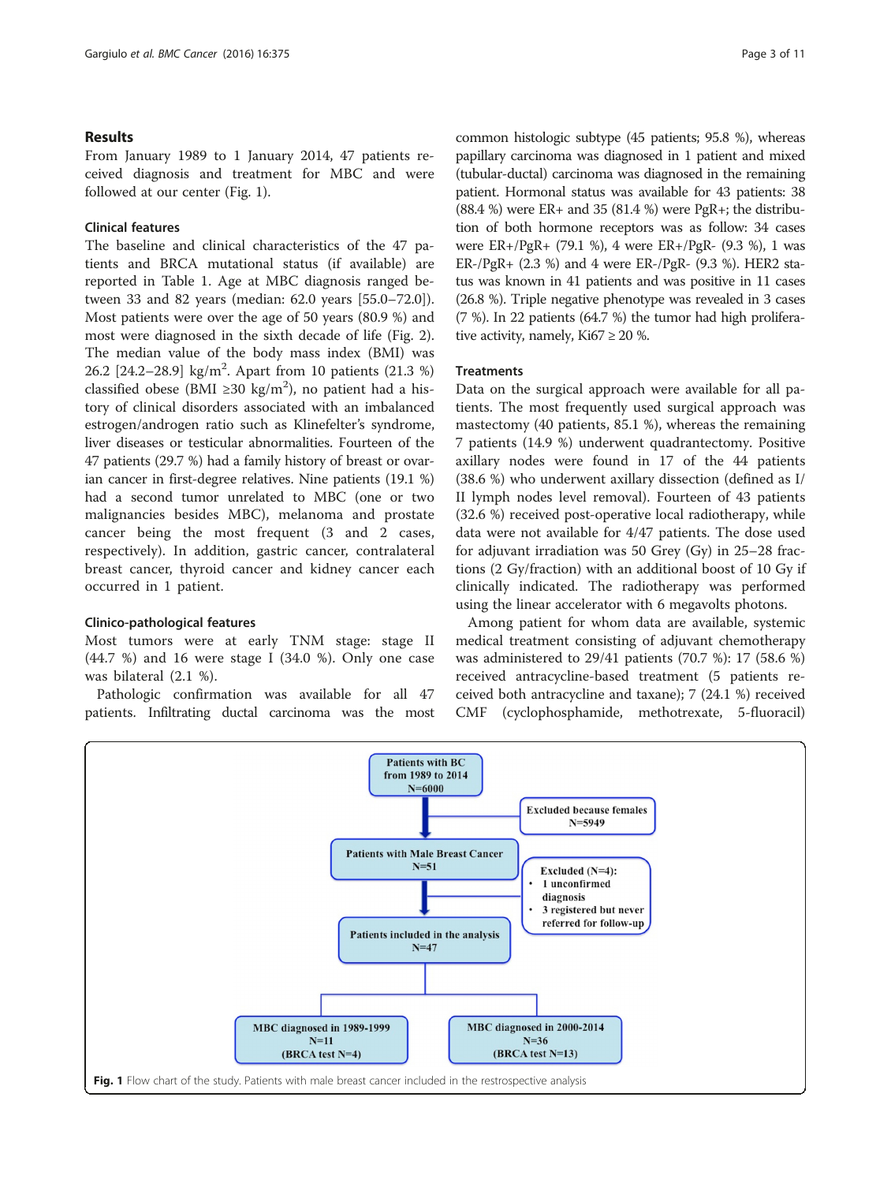## Results

From January 1989 to 1 January 2014, 47 patients received diagnosis and treatment for MBC and were followed at our center (Fig. 1).

### Clinical features

The baseline and clinical characteristics of the 47 patients and BRCA mutational status (if available) are reported in Table 1. Age at MBC diagnosis ranged between 33 and 82 years (median: 62.0 years [55.0–72.0]). Most patients were over the age of 50 years (80.9 %) and most were diagnosed in the sixth decade of life (Fig. 2). The median value of the body mass index (BMI) was 26.2 [24.2–28.9] kg/m$^2$. Apart from 10 patients (21.3 %) classified obese (BMI ≥30 kg/m$^2$), no patient had a history of clinical disorders associated with an imbalanced estrogen/androgen ratio such as Klinefelter's syndrome, liver diseases or testicular abnormalities. Fourteen of the 47 patients (29.7 %) had a family history of breast or ovarian cancer in first-degree relatives. Nine patients (19.1 %) had a second tumor unrelated to MBC (one or two malignancies besides MBC), melanoma and prostate cancer being the most frequent (3 and 2 cases, respectively). In addition, gastric cancer, contralateral breast cancer, thyroid cancer and kidney cancer each occurred in 1 patient.

### Clinico-pathological features

Most tumors were at early TNM stage: stage II (44.7 %) and 16 were stage I (34.0 %). Only one case was bilateral (2.1 %).

Pathologic confirmation was available for all 47 patients. Infiltrating ductal carcinoma was the most common histologic subtype (45 patients; 95.8 %), whereas papillary carcinoma was diagnosed in 1 patient and mixed (tubular-ductal) carcinoma was diagnosed in the remaining patient. Hormonal status was available for 43 patients: 38 (88.4 %) were ER+ and 35 (81.4 %) were PgR+; the distribution of both hormone receptors was as follow: 34 cases were ER+/PgR+ (79.1 %), 4 were ER+/PgR- (9.3 %), 1 was ER-/PgR+ (2.3 %) and 4 were ER-/PgR- (9.3 %). HER2 status was known in 41 patients and was positive in 11 cases (26.8 %). Triple negative phenotype was revealed in 3 cases (7 %). In 22 patients (64.7 %) the tumor had high proliferative activity, namely, Ki67 ≥ 20 %.

### Treatments

Data on the surgical approach were available for all patients. The most frequently used surgical approach was mastectomy (40 patients, 85.1 %), whereas the remaining 7 patients (14.9 %) underwent quadrantectomy. Positive axillary nodes were found in 17 of the 44 patients (38.6 %) who underwent axillary dissection (defined as I/II lymph nodes level removal). Fourteen of 43 patients (32.6 %) received post-operative local radiotherapy, while data were not available for 4/47 patients. The dose used for adjuvant irradiation was 50 Grey (Gy) in 25–28 fractions (2 Gy/fraction) with an additional boost of 10 Gy if clinically indicated. The radiotherapy was performed using the linear accelerator with 6 megavolts photons.

Among patient for whom data are available, systemic medical treatment consisting of adjuvant chemotherapy was administered to 29/41 patients (70.7 %): 17 (58.6 %) received antracycline-based treatment (5 patients received both antracycline and taxane); 7 (24.1 %) received CMF (cyclophosphamide, methotrexate, 5-fluoracil)

Patients with BC from 1989 to 2014 N=6000 → Excluded because females N=5949 → Patients with Male Breast Cancer N=51 → Excluded (N=4): 1 unconfirmed diagnosis; 3 registered but never referred for follow-up → Patients included in the analysis N=47 → MBC diagnosed in 1989-1999 N=11 (BRCA test N=4); MBC diagnosed in 2000-2014 N=36 (BRCA test N=13)

**Fig. 1** Flow chart of the study. Patients with male breast cancer included in the restrospective analysis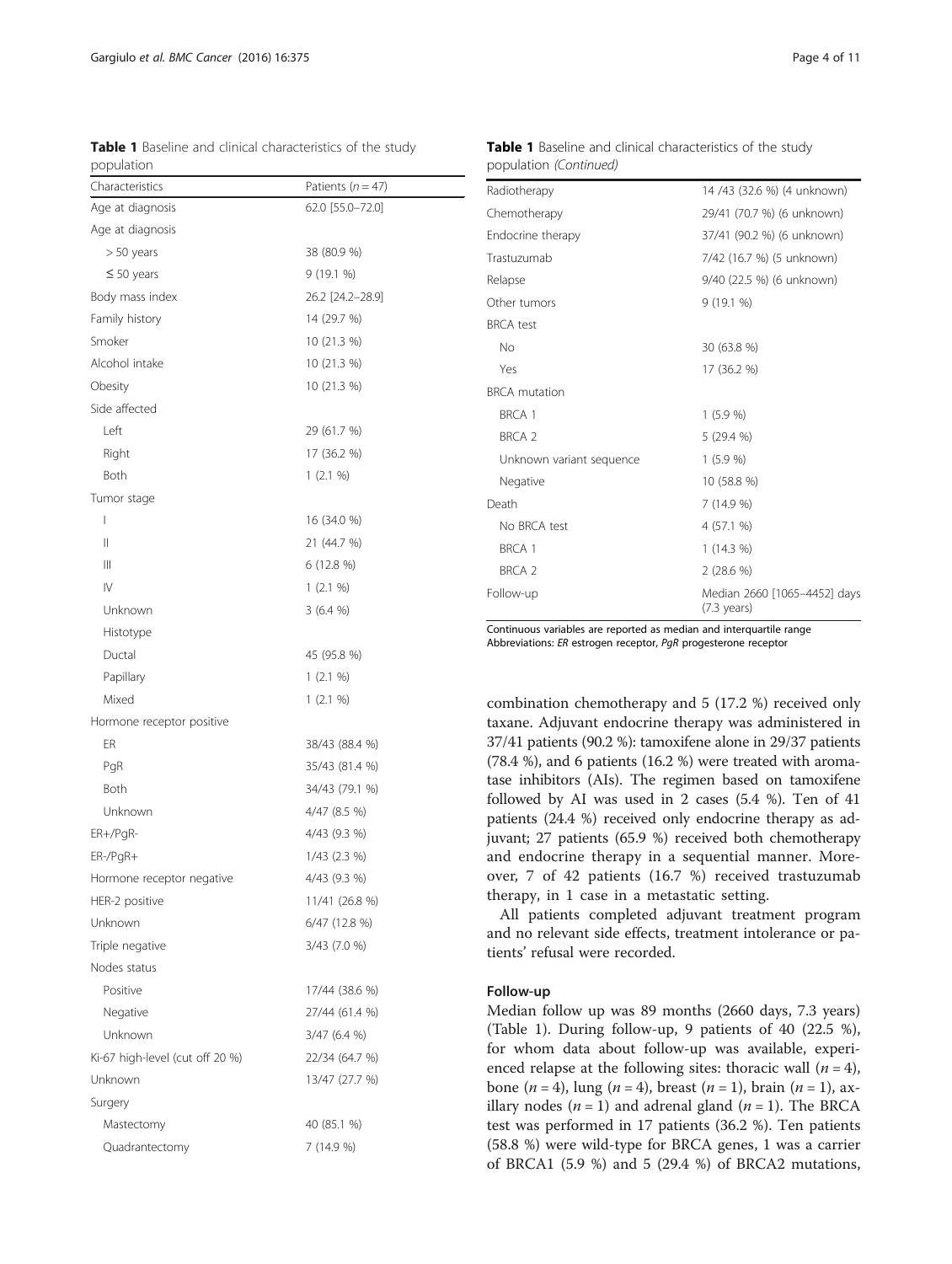**Table 1** Baseline and clinical characteristics of the study population

| Characteristics | Patients (n = 47) |
|---|---|
| Age at diagnosis | 62.0 [55.0–72.0] |
| Age at diagnosis | |
| > 50 years | 38 (80.9 %) |
| ≤ 50 years | 9 (19.1 %) |
| Body mass index | 26.2 [24.2–28.9] |
| Family history | 14 (29.7 %) |
| Smoker | 10 (21.3 %) |
| Alcohol intake | 10 (21.3 %) |
| Obesity | 10 (21.3 %) |
| Side affected | |
| Left | 29 (61.7 %) |
| Right | 17 (36.2 %) |
| Both | 1 (2.1 %) |
| Tumor stage | |
| I | 16 (34.0 %) |
| II | 21 (44.7 %) |
| III | 6 (12.8 %) |
| IV | 1 (2.1 %) |
| Unknown | 3 (6.4 %) |
| Histotype | |
| Ductal | 45 (95.8 %) |
| Papillary | 1 (2.1 %) |
| Mixed | 1 (2.1 %) |
| Hormone receptor positive | |
| ER | 38/43 (88.4 %) |
| PgR | 35/43 (81.4 %) |
| Both | 34/43 (79.1 %) |
| Unknown | 4/47 (8.5 %) |
| ER+/PgR- | 4/43 (9.3 %) |
| ER-/PgR+ | 1/43 (2.3 %) |
| Hormone receptor negative | 4/43 (9.3 %) |
| HER-2 positive | 11/41 (26.8 %) |
| Unknown | 6/47 (12.8 %) |
| Triple negative | 3/43 (7.0 %) |
| Nodes status | |
| Positive | 17/44 (38.6 %) |
| Negative | 27/44 (61.4 %) |
| Unknown | 3/47 (6.4 %) |
| Ki-67 high-level (cut off 20 %) | 22/34 (64.7 %) |
| Unknown | 13/47 (27.7 %) |
| Surgery | |
| Mastectomy | 40 (85.1 %) |
| Quadrantectomy | 7 (14.9 %) |
| Radiotherapy | 14 /43 (32.6 %) (4 unknown) |
| Chemotherapy | 29/41 (70.7 %) (6 unknown) |
| Endocrine therapy | 37/41 (90.2 %) (6 unknown) |
| Trastuzumab | 7/42 (16.7 %) (5 unknown) |
| Relapse | 9/40 (22.5 %) (6 unknown) |
| Other tumors | 9 (19.1 %) |
| BRCA test | |
| No | 30 (63.8 %) |
| Yes | 17 (36.2 %) |
| BRCA mutation | |
| BRCA 1 | 1 (5.9 %) |
| BRCA 2 | 5 (29.4 %) |
| Unknown variant sequence | 1 (5.9 %) |
| Negative | 10 (58.8 %) |
| Death | 7 (14.9 %) |
| No BRCA test | 4 (57.1 %) |
| BRCA 1 | 1 (14.3 %) |
| BRCA 2 | 2 (28.6 %) |
| Follow-up | Median 2660 [1065–4452] days (7.3 years) |

Continuous variables are reported as median and interquartile range
Abbreviations: *ER* estrogen receptor, *PgR* progesterone receptor

combination chemotherapy and 5 (17.2 %) received only taxane. Adjuvant endocrine therapy was administered in 37/41 patients (90.2 %): tamoxifene alone in 29/37 patients (78.4 %), and 6 patients (16.2 %) were treated with aromatase inhibitors (AIs). The regimen based on tamoxifene followed by AI was used in 2 cases (5.4 %). Ten of 41 patients (24.4 %) received only endocrine therapy as adjuvant; 27 patients (65.9 %) received both chemotherapy and endocrine therapy in a sequential manner. Moreover, 7 of 42 patients (16.7 %) received trastuzumab therapy, in 1 case in a metastatic setting.

All patients completed adjuvant treatment program and no relevant side effects, treatment intolerance or patients' refusal were recorded.

### Follow-up

Median follow up was 89 months (2660 days, 7.3 years) (Table 1). During follow-up, 9 patients of 40 (22.5 %), for whom data about follow-up was available, experienced relapse at the following sites: thoracic wall ($n = 4$), bone ($n = 4$), lung ($n = 4$), breast ($n = 1$), brain ($n = 1$), axillary nodes ($n = 1$) and adrenal gland ($n = 1$). The BRCA test was performed in 17 patients (36.2 %). Ten patients (58.8 %) were wild-type for BRCA genes, 1 was a carrier of BRCA1 (5.9 %) and 5 (29.4 %) of BRCA2 mutations,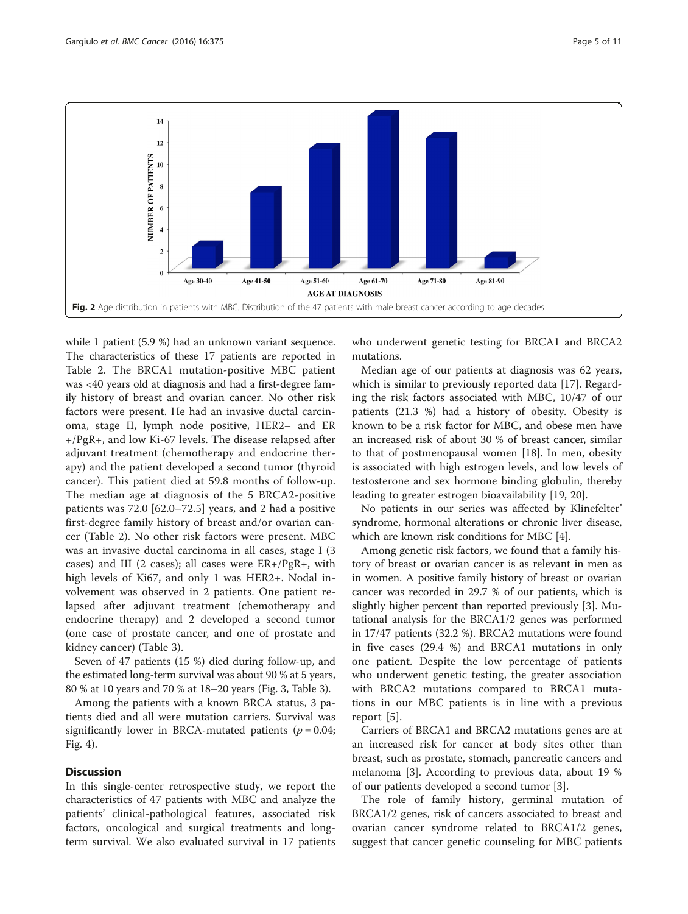Fig. 2 Age distribution in patients with MBC. Distribution of the 47 patients with male breast cancer according to age decades

while 1 patient (5.9 %) had an unknown variant sequence. The characteristics of these 17 patients are reported in Table 2. The BRCA1 mutation-positive MBC patient was <40 years old at diagnosis and had a first-degree family history of breast and ovarian cancer. No other risk factors were present. He had an invasive ductal carcinoma, stage II, lymph node positive, HER2– and ER +/PgR+, and low Ki-67 levels. The disease relapsed after adjuvant treatment (chemotherapy and endocrine therapy) and the patient developed a second tumor (thyroid cancer). This patient died at 59.8 months of follow-up. The median age at diagnosis of the 5 BRCA2-positive patients was 72.0 [62.0–72.5] years, and 2 had a positive first-degree family history of breast and/or ovarian cancer (Table 2). No other risk factors were present. MBC was an invasive ductal carcinoma in all cases, stage I (3 cases) and III (2 cases); all cases were ER+/PgR+, with high levels of Ki67, and only 1 was HER2+. Nodal involvement was observed in 2 patients. One patient relapsed after adjuvant treatment (chemotherapy and endocrine therapy) and 2 developed a second tumor (one case of prostate cancer, and one of prostate and kidney cancer) (Table 3).

Seven of 47 patients (15 %) died during follow-up, and the estimated long-term survival was about 90 % at 5 years, 80 % at 10 years and 70 % at 18–20 years (Fig. 3, Table 3).

Among the patients with a known BRCA status, 3 patients died and all were mutation carriers. Survival was significantly lower in BRCA-mutated patients ($p = 0.04$; Fig. 4).

## Discussion

In this single-center retrospective study, we report the characteristics of 47 patients with MBC and analyze the patients' clinical-pathological features, associated risk factors, oncological and surgical treatments and long-term survival. We also evaluated survival in 17 patients who underwent genetic testing for BRCA1 and BRCA2 mutations.

Median age of our patients at diagnosis was 62 years, which is similar to previously reported data [17]. Regarding the risk factors associated with MBC, 10/47 of our patients (21.3 %) had a history of obesity. Obesity is known to be a risk factor for MBC, and obese men have an increased risk of about 30 % of breast cancer, similar to that of postmenopausal women [18]. In men, obesity is associated with high estrogen levels, and low levels of testosterone and sex hormone binding globulin, thereby leading to greater estrogen bioavailability [19, 20].

No patients in our series was affected by Klinefelter' syndrome, hormonal alterations or chronic liver disease, which are known risk conditions for MBC [4].

Among genetic risk factors, we found that a family history of breast or ovarian cancer is as relevant in men as in women. A positive family history of breast or ovarian cancer was recorded in 29.7 % of our patients, which is slightly higher percent than reported previously [3]. Mutational analysis for the BRCA1/2 genes was performed in 17/47 patients (32.2 %). BRCA2 mutations were found in five cases (29.4 %) and BRCA1 mutations in only one patient. Despite the low percentage of patients who underwent genetic testing, the greater association with BRCA2 mutations compared to BRCA1 mutations in our MBC patients is in line with a previous report [5].

Carriers of BRCA1 and BRCA2 mutations genes are at an increased risk for cancer at body sites other than breast, such as prostate, stomach, pancreatic cancers and melanoma [3]. According to previous data, about 19 % of our patients developed a second tumor [3].

The role of family history, germinal mutation of BRCA1/2 genes, risk of cancers associated to breast and ovarian cancer syndrome related to BRCA1/2 genes, suggest that cancer genetic counseling for MBC patients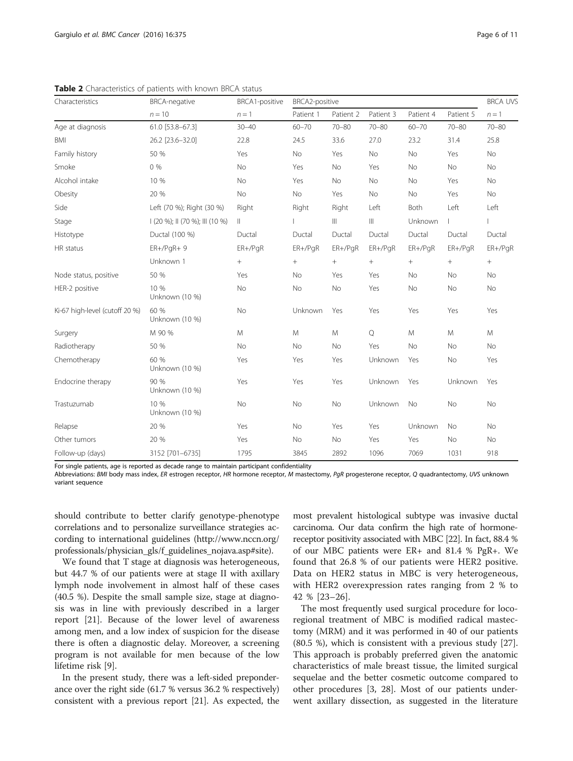**Table 2** Characteristics of patients with known BRCA status

| Characteristics | BRCA-negative | BRCA1-positive | BRCA2-positive | | | | | BRCA UVS |
|---|---|---|---|---|---|---|---|---|
| | n = 10 | n = 1 | Patient 1 | Patient 2 | Patient 3 | Patient 4 | Patient 5 | n = 1 |
| Age at diagnosis | 61.0 [53.8–67.3] | 30–40 | 60–70 | 70–80 | 70–80 | 60–70 | 70–80 | 70–80 |
| BMI | 26.2 [23.6–32.0] | 22.8 | 24.5 | 33.6 | 27.0 | 23.2 | 31.4 | 25.8 |
| Family history | 50 % | Yes | No | Yes | No | No | Yes | No |
| Smoke | 0 % | No | Yes | No | Yes | No | No | No |
| Alcohol intake | 10 % | No | Yes | No | No | No | Yes | No |
| Obesity | 20 % | No | No | Yes | No | No | Yes | No |
| Side | Left (70 %); Right (30 %) | Right | Right | Right | Left | Both | Left | Left |
| Stage | I (20 %); II (70 %); III (10 %) | II | I | III | III | Unknown | I | I |
| Histotype | Ductal (100 %) | Ductal | Ductal | Ductal | Ductal | Ductal | Ductal | Ductal |
| HR status | ER+/PgR+ 9 | ER+/PgR | ER+/PgR | ER+/PgR | ER+/PgR | ER+/PgR | ER+/PgR | ER+/PgR |
| | Unknown 1 | + | + | + | + | + | + | + |
| Node status, positive | 50 % | Yes | No | Yes | Yes | No | No | No |
| HER-2 positive | 10 % Unknown (10 %) | No | No | No | Yes | No | No | No |
| Ki-67 high-level (cutoff 20 %) | 60 % Unknown (10 %) | No | Unknown | Yes | Yes | Yes | Yes | Yes |
| Surgery | M 90 % | M | M | M | Q | M | M | M |
| Radiotherapy | 50 % | No | No | No | Yes | No | No | No |
| Chemotherapy | 60 % Unknown (10 %) | Yes | Yes | Yes | Unknown | Yes | No | Yes |
| Endocrine therapy | 90 % Unknown (10 %) | Yes | Yes | Yes | Unknown | Yes | Unknown | Yes |
| Trastuzumab | 10 % Unknown (10 %) | No | No | No | Unknown | No | No | No |
| Relapse | 20 % | Yes | No | Yes | Yes | Unknown | No | No |
| Other tumors | 20 % | Yes | No | No | Yes | Yes | No | No |
| Follow-up (days) | 3152 [701–6735] | 1795 | 3845 | 2892 | 1096 | 7069 | 1031 | 918 |

For single patients, age is reported as decade range to maintain participant confidentiality

Abbreviations: *BMI* body mass index, *ER* estrogen receptor, *HR* hormone receptor, *M* mastectomy, *PgR* progesterone receptor, *Q* quadrantectomy, *UVS* unknown variant sequence

should contribute to better clarify genotype-phenotype correlations and to personalize surveillance strategies according to international guidelines (http://www.nccn.org/professionals/physician_gls/f_guidelines_nojava.asp#site).

We found that T stage at diagnosis was heterogeneous, but 44.7 % of our patients were at stage II with axillary lymph node involvement in almost half of these cases (40.5 %). Despite the small sample size, stage at diagnosis was in line with previously described in a larger report [21]. Because of the lower level of awareness among men, and a low index of suspicion for the disease there is often a diagnostic delay. Moreover, a screening program is not available for men because of the low lifetime risk [9].

In the present study, there was a left-sided preponderance over the right side (61.7 % versus 36.2 % respectively) consistent with a previous report [21]. As expected, the most prevalent histological subtype was invasive ductal carcinoma. Our data confirm the high rate of hormone-receptor positivity associated with MBC [22]. In fact, 88.4 % of our MBC patients were ER+ and 81.4 % PgR+. We found that 26.8 % of our patients were HER2 positive. Data on HER2 status in MBC is very heterogeneous, with HER2 overexpression rates ranging from 2 % to 42 % [23–26].

The most frequently used surgical procedure for loco-regional treatment of MBC is modified radical mastectomy (MRM) and it was performed in 40 of our patients (80.5 %), which is consistent with a previous study [27]. This approach is probably preferred given the anatomic characteristics of male breast tissue, the limited surgical sequelae and the better cosmetic outcome compared to other procedures [3, 28]. Most of our patients underwent axillary dissection, as suggested in the literature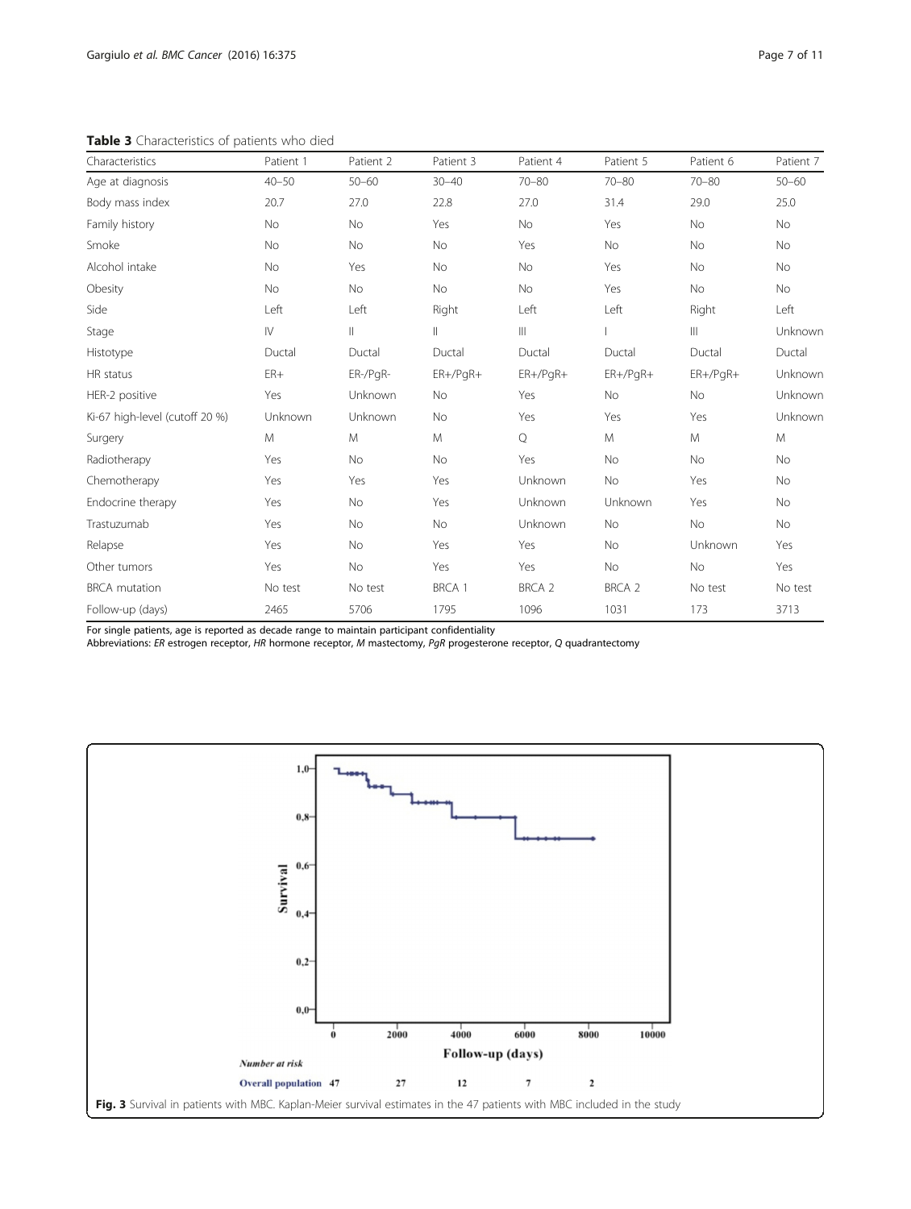**Table 3** Characteristics of patients who died

| Characteristics | Patient 1 | Patient 2 | Patient 3 | Patient 4 | Patient 5 | Patient 6 | Patient 7 |
|---|---|---|---|---|---|---|---|
| Age at diagnosis | 40–50 | 50–60 | 30–40 | 70–80 | 70–80 | 70–80 | 50–60 |
| Body mass index | 20.7 | 27.0 | 22.8 | 27.0 | 31.4 | 29.0 | 25.0 |
| Family history | No | No | Yes | No | Yes | No | No |
| Smoke | No | No | No | Yes | No | No | No |
| Alcohol intake | No | Yes | No | No | Yes | No | No |
| Obesity | No | No | No | No | Yes | No | No |
| Side | Left | Left | Right | Left | Left | Right | Left |
| Stage | IV | II | II | III | I | III | Unknown |
| Histotype | Ductal | Ductal | Ductal | Ductal | Ductal | Ductal | Ductal |
| HR status | ER+ | ER-/PgR- | ER+/PgR+ | ER+/PgR+ | ER+/PgR+ | ER+/PgR+ | Unknown |
| HER-2 positive | Yes | Unknown | No | Yes | No | No | Unknown |
| Ki-67 high-level (cutoff 20 %) | Unknown | Unknown | No | Yes | Yes | Yes | Unknown |
| Surgery | M | M | M | Q | M | M | M |
| Radiotherapy | Yes | No | No | Yes | No | No | No |
| Chemotherapy | Yes | Yes | Yes | Unknown | No | Yes | No |
| Endocrine therapy | Yes | No | Yes | Unknown | Unknown | Yes | No |
| Trastuzumab | Yes | No | No | Unknown | No | No | No |
| Relapse | Yes | No | Yes | Yes | No | Unknown | Yes |
| Other tumors | Yes | No | Yes | Yes | No | No | Yes |
| BRCA mutation | No test | No test | BRCA 1 | BRCA 2 | BRCA 2 | No test | No test |
| Follow-up (days) | 2465 | 5706 | 1795 | 1096 | 1031 | 173 | 3713 |

For single patients, age is reported as decade range to maintain participant confidentiality

Abbreviations: *ER* estrogen receptor, *HR* hormone receptor, *M* mastectomy, *PgR* progesterone receptor, *Q* quadrantectomy

**Fig. 3** Survival in patients with MBC. Kaplan-Meier survival estimates in the 47 patients with MBC included in the study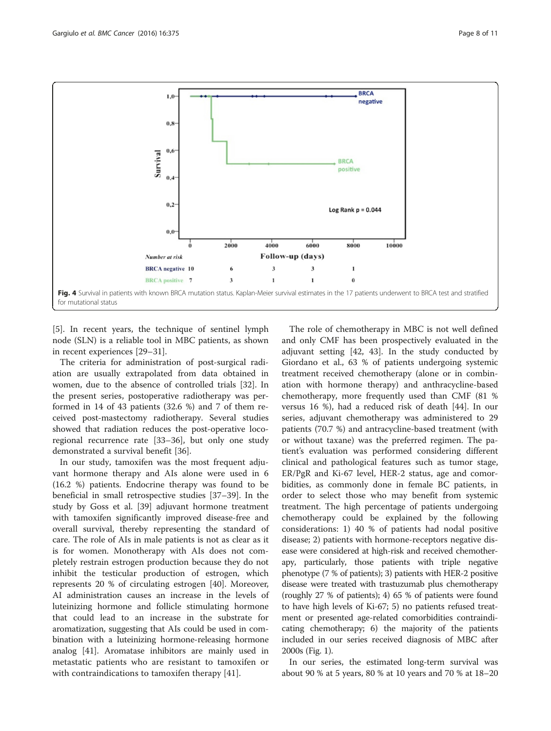Fig. 4 Survival in patients with known BRCA mutation status. Kaplan-Meier survival estimates in the 17 patients underwent to BRCA test and stratified for mutational status

[5]. In recent years, the technique of sentinel lymph node (SLN) is a reliable tool in MBC patients, as shown in recent experiences [29–31].

The criteria for administration of post-surgical radiation are usually extrapolated from data obtained in women, due to the absence of controlled trials [32]. In the present series, postoperative radiotherapy was performed in 14 of 43 patients (32.6 %) and 7 of them received post-mastectomy radiotherapy. Several studies showed that radiation reduces the post-operative locoregional recurrence rate [33–36], but only one study demonstrated a survival benefit [36].

In our study, tamoxifen was the most frequent adjuvant hormone therapy and AIs alone were used in 6 (16.2 %) patients. Endocrine therapy was found to be beneficial in small retrospective studies [37–39]. In the study by Goss et al. [39] adjuvant hormone treatment with tamoxifen significantly improved disease-free and overall survival, thereby representing the standard of care. The role of AIs in male patients is not as clear as it is for women. Monotherapy with AIs does not completely restrain estrogen production because they do not inhibit the testicular production of estrogen, which represents 20 % of circulating estrogen [40]. Moreover, AI administration causes an increase in the levels of luteinizing hormone and follicle stimulating hormone that could lead to an increase in the substrate for aromatization, suggesting that AIs could be used in combination with a luteinizing hormone-releasing hormone analog [41]. Aromatase inhibitors are mainly used in metastatic patients who are resistant to tamoxifen or with contraindications to tamoxifen therapy [41].

The role of chemotherapy in MBC is not well defined and only CMF has been prospectively evaluated in the adjuvant setting [42, 43]. In the study conducted by Giordano et al., 63 % of patients undergoing systemic treatment received chemotherapy (alone or in combination with hormone therapy) and anthracycline-based chemotherapy, more frequently used than CMF (81 % versus 16 %), had a reduced risk of death [44]. In our series, adjuvant chemotherapy was administered to 29 patients (70.7 %) and antracycline-based treatment (with or without taxane) was the preferred regimen. The patient's evaluation was performed considering different clinical and pathological features such as tumor stage, ER/PgR and Ki-67 level, HER-2 status, age and comorbidities, as commonly done in female BC patients, in order to select those who may benefit from systemic treatment. The high percentage of patients undergoing chemotherapy could be explained by the following considerations: 1) 40 % of patients had nodal positive disease; 2) patients with hormone-receptors negative disease were considered at high-risk and received chemotherapy, particularly, those patients with triple negative phenotype (7 % of patients); 3) patients with HER-2 positive disease were treated with trastuzumab plus chemotherapy (roughly 27 % of patients); 4) 65 % of patients were found to have high levels of Ki-67; 5) no patients refused treatment or presented age-related comorbidities contraindicating chemotherapy; 6) the majority of the patients included in our series received diagnosis of MBC after 2000s (Fig. 1).

In our series, the estimated long-term survival was about 90 % at 5 years, 80 % at 10 years and 70 % at 18–20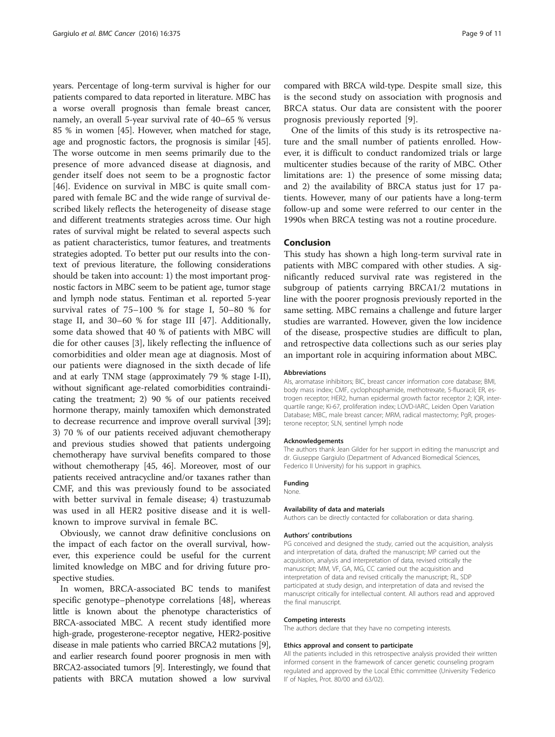years. Percentage of long-term survival is higher for our patients compared to data reported in literature. MBC has a worse overall prognosis than female breast cancer, namely, an overall 5-year survival rate of 40–65 % versus 85 % in women [45]. However, when matched for stage, age and prognostic factors, the prognosis is similar [45]. The worse outcome in men seems primarily due to the presence of more advanced disease at diagnosis, and gender itself does not seem to be a prognostic factor [46]. Evidence on survival in MBC is quite small compared with female BC and the wide range of survival described likely reflects the heterogeneity of disease stage and different treatments strategies across time. Our high rates of survival might be related to several aspects such as patient characteristics, tumor features, and treatments strategies adopted. To better put our results into the context of previous literature, the following considerations should be taken into account: 1) the most important prognostic factors in MBC seem to be patient age, tumor stage and lymph node status. Fentiman et al. reported 5-year survival rates of 75–100 % for stage I, 50–80 % for stage II, and 30–60 % for stage III [47]. Additionally, some data showed that 40 % of patients with MBC will die for other causes [3], likely reflecting the influence of comorbidities and older mean age at diagnosis. Most of our patients were diagnosed in the sixth decade of life and at early TNM stage (approximately 79 % stage I-II), without significant age-related comorbidities contraindicating the treatment; 2) 90 % of our patients received hormone therapy, mainly tamoxifen which demonstrated to decrease recurrence and improve overall survival [39]; 3) 70 % of our patients received adjuvant chemotherapy and previous studies showed that patients undergoing chemotherapy have survival benefits compared to those without chemotherapy [45, 46]. Moreover, most of our patients received antracycline and/or taxanes rather than CMF, and this was previously found to be associated with better survival in female disease; 4) trastuzumab was used in all HER2 positive disease and it is well-known to improve survival in female BC.

Obviously, we cannot draw definitive conclusions on the impact of each factor on the overall survival, however, this experience could be useful for the current limited knowledge on MBC and for driving future prospective studies.

In women, BRCA-associated BC tends to manifest specific genotype–phenotype correlations [48], whereas little is known about the phenotype characteristics of BRCA-associated MBC. A recent study identified more high-grade, progesterone-receptor negative, HER2-positive disease in male patients who carried BRCA2 mutations [9], and earlier research found poorer prognosis in men with BRCA2-associated tumors [9]. Interestingly, we found that patients with BRCA mutation showed a low survival compared with BRCA wild-type. Despite small size, this is the second study on association with prognosis and BRCA status. Our data are consistent with the poorer prognosis previously reported [9].

One of the limits of this study is its retrospective nature and the small number of patients enrolled. However, it is difficult to conduct randomized trials or large multicenter studies because of the rarity of MBC. Other limitations are: 1) the presence of some missing data; and 2) the availability of BRCA status just for 17 patients. However, many of our patients have a long-term follow-up and some were referred to our center in the 1990s when BRCA testing was not a routine procedure.

## Conclusion

This study has shown a high long-term survival rate in patients with MBC compared with other studies. A significantly reduced survival rate was registered in the subgroup of patients carrying BRCA1/2 mutations in line with the poorer prognosis previously reported in the same setting. MBC remains a challenge and future larger studies are warranted. However, given the low incidence of the disease, prospective studies are difficult to plan, and retrospective data collections such as our series play an important role in acquiring information about MBC.

#### Abbreviations

AIs, aromatase inhibitors; BIC, breast cancer information core database; BMI, body mass index; CMF, cyclophosphamide, methotrexate, 5-fluoracil; ER, estrogen receptor; HER2, human epidermal growth factor receptor 2; IQR, interquartile range; Ki-67, proliferation index; LOVD-IARC, Leiden Open Variation Database; MBC, male breast cancer; MRM, radical mastectomy; PgR, progesterone receptor; SLN, sentinel lymph node

#### Acknowledgements

The authors thank Jean Gilder for her support in editing the manuscript and dr. Giuseppe Gargiulo (Department of Advanced Biomedical Sciences, Federico II University) for his support in graphics.

#### Funding

None.

#### Availability of data and materials

Authors can be directly contacted for collaboration or data sharing.

#### Authors' contributions

PG conceived and designed the study, carried out the acquisition, analysis and interpretation of data, drafted the manuscript; MP carried out the acquisition, analysis and interpretation of data, revised critically the manuscript; MM, VF, GA, MG, CC carried out the acquisition and interpretation of data and revised critically the manuscript; RL, SDP participated at study design, and interpretation of data and revised the manuscript critically for intellectual content. All authors read and approved the final manuscript.

#### Competing interests

The authors declare that they have no competing interests.

#### Ethics approval and consent to participate

All the patients included in this retrospective analysis provided their written informed consent in the framework of cancer genetic counseling program regulated and approved by the Local Ethic committee (University 'Federico II' of Naples, Prot. 80/00 and 63/02).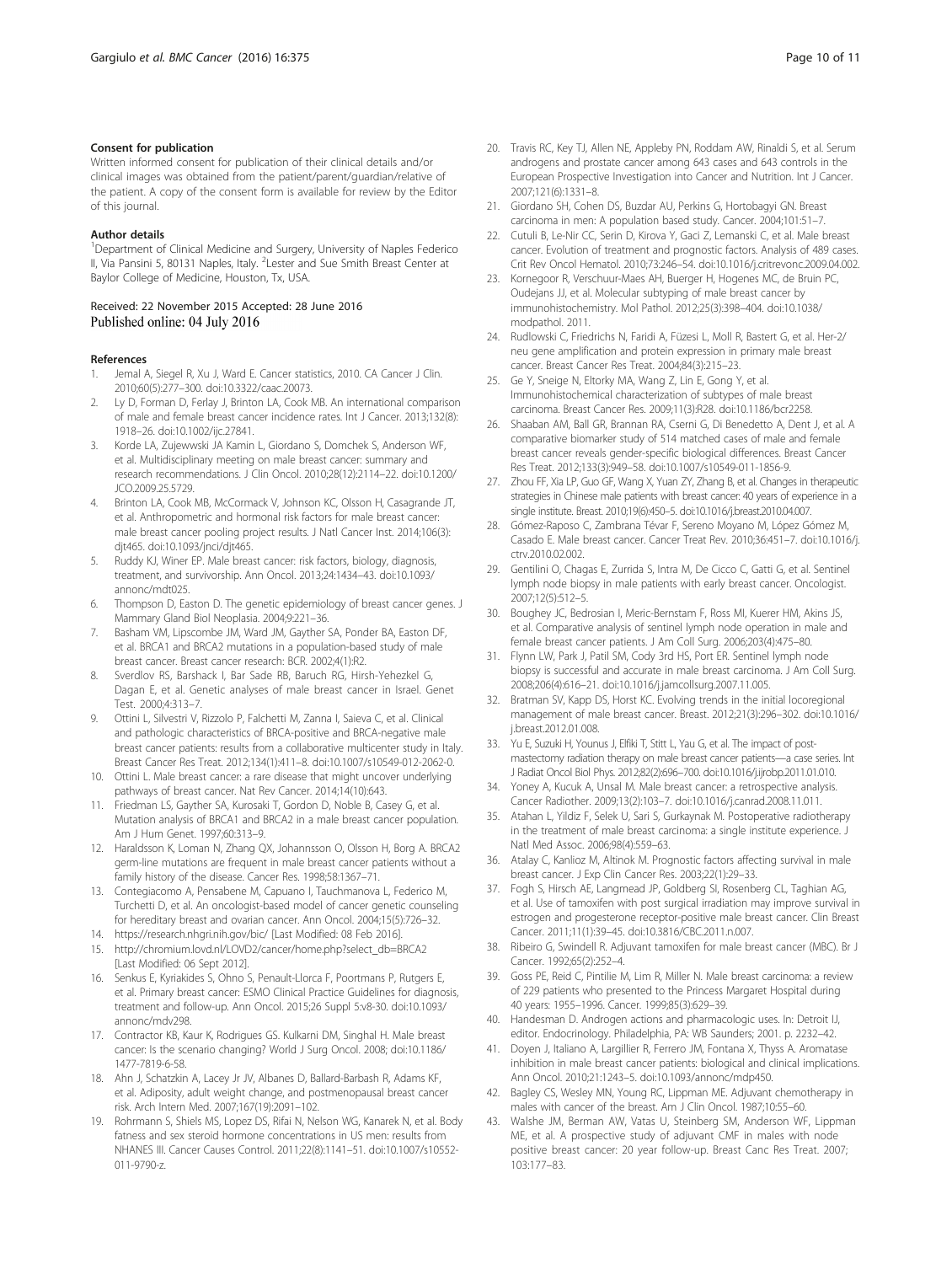#### Consent for publication

Written informed consent for publication of their clinical details and/or clinical images was obtained from the patient/parent/guardian/relative of the patient. A copy of the consent form is available for review by the Editor of this journal.

#### Author details

[1]Department of Clinical Medicine and Surgery, University of Naples Federico II, Via Pansini 5, 80131 Naples, Italy. [2]Lester and Sue Smith Breast Center at Baylor College of Medicine, Houston, Tx, USA.

Received: 22 November 2015 Accepted: 28 June 2016
Published online: 04 July 2016

#### References

1. Jemal A, Siegel R, Xu J, Ward E. Cancer statistics, 2010. CA Cancer J Clin. 2010;60(5):277–300. doi:10.3322/caac.20073.
2. Ly D, Forman D, Ferlay J, Brinton LA, Cook MB. An international comparison of male and female breast cancer incidence rates. Int J Cancer. 2013;132(8): 1918–26. doi:10.1002/ijc.27841.
3. Korde LA, Zujewwski JA Kamin L, Giordano S, Domchek S, Anderson WF, et al. Multidisciplinary meeting on male breast cancer: summary and research recommendations. J Clin Oncol. 2010;28(12):2114–22. doi:10.1200/ JCO.2009.25.5729.
4. Brinton LA, Cook MB, McCormack V, Johnson KC, Olsson H, Casagrande JT, et al. Anthropometric and hormonal risk factors for male breast cancer: male breast cancer pooling project results. J Natl Cancer Inst. 2014;106(3): djt465. doi:10.1093/jnci/djt465.
5. Ruddy KJ, Winer EP. Male breast cancer: risk factors, biology, diagnosis, treatment, and survivorship. Ann Oncol. 2013;24:1434–43. doi:10.1093/ annonc/mdt025.
6. Thompson D, Easton D. The genetic epidemiology of breast cancer genes. J Mammary Gland Biol Neoplasia. 2004;9:221–36.
7. Basham VM, Lipscombe JM, Ward JM, Gayther SA, Ponder BA, Easton DF, et al. BRCA1 and BRCA2 mutations in a population-based study of male breast cancer. Breast cancer research: BCR. 2002;4(1):R2.
8. Sverdlov RS, Barshack I, Bar Sade RB, Baruch RG, Hirsh-Yehezkel G, Dagan E, et al. Genetic analyses of male breast cancer in Israel. Genet Test. 2000;4:313–7.
9. Ottini L, Silvestri V, Rizzolo P, Falchetti M, Zanna I, Saieva C, et al. Clinical and pathologic characteristics of BRCA-positive and BRCA-negative male breast cancer patients: results from a collaborative multicenter study in Italy. Breast Cancer Res Treat. 2012;134(1):411–8. doi:10.1007/s10549-012-2062-0.
10. Ottini L. Male breast cancer: a rare disease that might uncover underlying pathways of breast cancer. Nat Rev Cancer. 2014;14(10):643.
11. Friedman LS, Gayther SA, Kurosaki T, Gordon D, Noble B, Casey G, et al. Mutation analysis of BRCA1 and BRCA2 in a male breast cancer population. Am J Hum Genet. 1997;60:313–9.
12. Haraldsson K, Loman N, Zhang QX, Johannsson O, Olsson H, Borg A. BRCA2 germ-line mutations are frequent in male breast cancer patients without a family history of the disease. Cancer Res. 1998;58:1367–71.
13. Contegiacomo A, Pensabene M, Capuano I, Tauchmanova L, Federico M, Turchetti D, et al. An oncologist-based model of cancer genetic counseling for hereditary breast and ovarian cancer. Ann Oncol. 2004;15(5):726–32.
14. https://research.nhgri.nih.gov/bic/ [Last Modified: 08 Feb 2016].
15. http://chromium.lovd.nl/LOVD2/cancer/home.php?select_db=BRCA2 [Last Modified: 06 Sept 2012].
16. Senkus E, Kyriakides S, Ohno S, Penault-Llorca F, Poortmans P, Rutgers E, et al. Primary breast cancer: ESMO Clinical Practice Guidelines for diagnosis, treatment and follow-up. Ann Oncol. 2015;26 Suppl 5:v8-30. doi:10.1093/ annonc/mdv298.
17. Contractor KB, Kaur K, Rodrigues GS. Kulkarni DM, Singhal H. Male breast cancer: Is the scenario changing? World J Surg Oncol. 2008; doi:10.1186/ 1477-7819-6-58.
18. Ahn J, Schatzkin A, Lacey Jr JV, Albanes D, Ballard-Barbash R, Adams KF, et al. Adiposity, adult weight change, and postmenopausal breast cancer risk. Arch Intern Med. 2007;167(19):2091–102.
19. Rohrmann S, Shiels MS, Lopez DS, Rifai N, Nelson WG, Kanarek N, et al. Body fatness and sex steroid hormone concentrations in US men: results from NHANES III. Cancer Causes Control. 2011;22(8):1141–51. doi:10.1007/s10552- 011-9790-z.
20. Travis RC, Key TJ, Allen NE, Appleby PN, Roddam AW, Rinaldi S, et al. Serum androgens and prostate cancer among 643 cases and 643 controls in the European Prospective Investigation into Cancer and Nutrition. Int J Cancer. 2007;121(6):1331–8.
21. Giordano SH, Cohen DS, Buzdar AU, Perkins G, Hortobagyi GN. Breast carcinoma in men: A population based study. Cancer. 2004;101:51–7.
22. Cutuli B, Le-Nir CC, Serin D, Kirova Y, Gaci Z, Lemanski C, et al. Male breast cancer. Evolution of treatment and prognostic factors. Analysis of 489 cases. Crit Rev Oncol Hematol. 2010;73:246–54. doi:10.1016/j.critrevonc.2009.04.002.
23. Kornegoor R, Verschuur-Maes AH, Buerger H, Hogenes MC, de Bruin PC, Oudejans JJ, et al. Molecular subtyping of male breast cancer by immunohistochemistry. Mol Pathol. 2012;25(3):398–404. doi:10.1038/ modpathol. 2011.
24. Rudlowski C, Friedrichs N, Faridi A, Füzesi L, Moll R, Bastert G, et al. Her-2/ neu gene amplification and protein expression in primary male breast cancer. Breast Cancer Res Treat. 2004;84(3):215–23.
25. Ge Y, Sneige N, Eltorky MA, Wang Z, Lin E, Gong Y, et al. Immunohistochemical characterization of subtypes of male breast carcinoma. Breast Cancer Res. 2009;11(3):R28. doi:10.1186/bcr2258.
26. Shaaban AM, Ball GR, Brannan RA, Cserni G, Di Benedetto A, Dent J, et al. A comparative biomarker study of 514 matched cases of male and female breast cancer reveals gender-specific biological differences. Breast Cancer Res Treat. 2012;133(3):949–58. doi:10.1007/s10549-011-1856-9.
27. Zhou FF, Xia LP, Guo GF, Wang X, Yuan ZY, Zhang B, et al. Changes in therapeutic strategies in Chinese male patients with breast cancer: 40 years of experience in a single institute. Breast. 2010;19(6):450–5. doi:10.1016/j.breast.2010.04.007.
28. Gómez-Raposo C, Zambrana Tévar F, Sereno Moyano M, López Gómez M, Casado E. Male breast cancer. Cancer Treat Rev. 2010;36:451–7. doi:10.1016/j. ctrv.2010.02.002.
29. Gentilini O, Chagas E, Zurrida S, Intra M, De Cicco C, Gatti G, et al. Sentinel lymph node biopsy in male patients with early breast cancer. Oncologist. 2007;12(5):512–5.
30. Boughey JC, Bedrosian I, Meric-Bernstam F, Ross MI, Kuerer HM, Akins JS, et al. Comparative analysis of sentinel lymph node operation in male and female breast cancer patients. J Am Coll Surg. 2006;203(4):475–80.
31. Flynn LW, Park J, Patil SM, Cody 3rd HS, Port ER. Sentinel lymph node biopsy is successful and accurate in male breast carcinoma. J Am Coll Surg. 2008;206(4):616–21. doi:10.1016/j.jamcollsurg.2007.11.005.
32. Bratman SV, Kapp DS, Horst KC. Evolving trends in the initial locoregional management of male breast cancer. Breast. 2012;21(3):296–302. doi:10.1016/ j.breast.2012.01.008.
33. Yu E, Suzuki H, Younus J, Elfiki T, Stitt L, Yau G, et al. The impact of post-mastectomy radiation therapy on male breast cancer patients—a case series. Int J Radiat Oncol Biol Phys. 2012;82(2):696–700. doi:10.1016/j.ijrobp.2011.01.010.
34. Yoney A, Kucuk A, Unsal M. Male breast cancer: a retrospective analysis. Cancer Radiother. 2009;13(2):103–7. doi:10.1016/j.canrad.2008.11.011.
35. Atahan L, Yildiz F, Selek U, Sari S, Gurkaynak M. Postoperative radiotherapy in the treatment of male breast carcinoma: a single institute experience. J Natl Med Assoc. 2006;98(4):559–63.
36. Atalay C, Kanlioz M, Altinok M. Prognostic factors affecting survival in male breast cancer. J Exp Clin Cancer Res. 2003;22(1):29–33.
37. Fogh S, Hirsch AE, Langmead JP, Goldberg SI, Rosenberg CL, Taghian AG, et al. Use of tamoxifen with post surgical irradiation may improve survival in estrogen and progesterone receptor-positive male breast cancer. Clin Breast Cancer. 2011;11(1):39–45. doi:10.3816/CBC.2011.n.007.
38. Ribeiro G, Swindell R. Adjuvant tamoxifen for male breast cancer (MBC). Br J Cancer. 1992;65(2):252–4.
39. Goss PE, Reid C, Pintilie M, Lim R, Miller N. Male breast carcinoma: a review of 229 patients who presented to the Princess Margaret Hospital during 40 years: 1955–1996. Cancer. 1999;85(3):629–39.
40. Handesman D. Androgen actions and pharmacologic uses. In: Detroit IJ, editor. Endocrinology. Philadelphia, PA: WB Saunders; 2001. p. 2232–42.
41. Doyen J, Italiano A, Largillier R, Ferrero JM, Fontana X, Thyss A. Aromatase inhibition in male breast cancer patients: biological and clinical implications. Ann Oncol. 2010;21:1243–5. doi:10.1093/annonc/mdp450.
42. Bagley CS, Wesley MN, Young RC, Lippman ME. Adjuvant chemotherapy in males with cancer of the breast. Am J Clin Oncol. 1987;10:55–60.
43. Walshe JM, Berman AW, Vatas U, Steinberg SM, Anderson WF, Lippman ME, et al. A prospective study of adjuvant CMF in males with node positive breast cancer: 20 year follow-up. Breast Canc Res Treat. 2007; 103:177–83.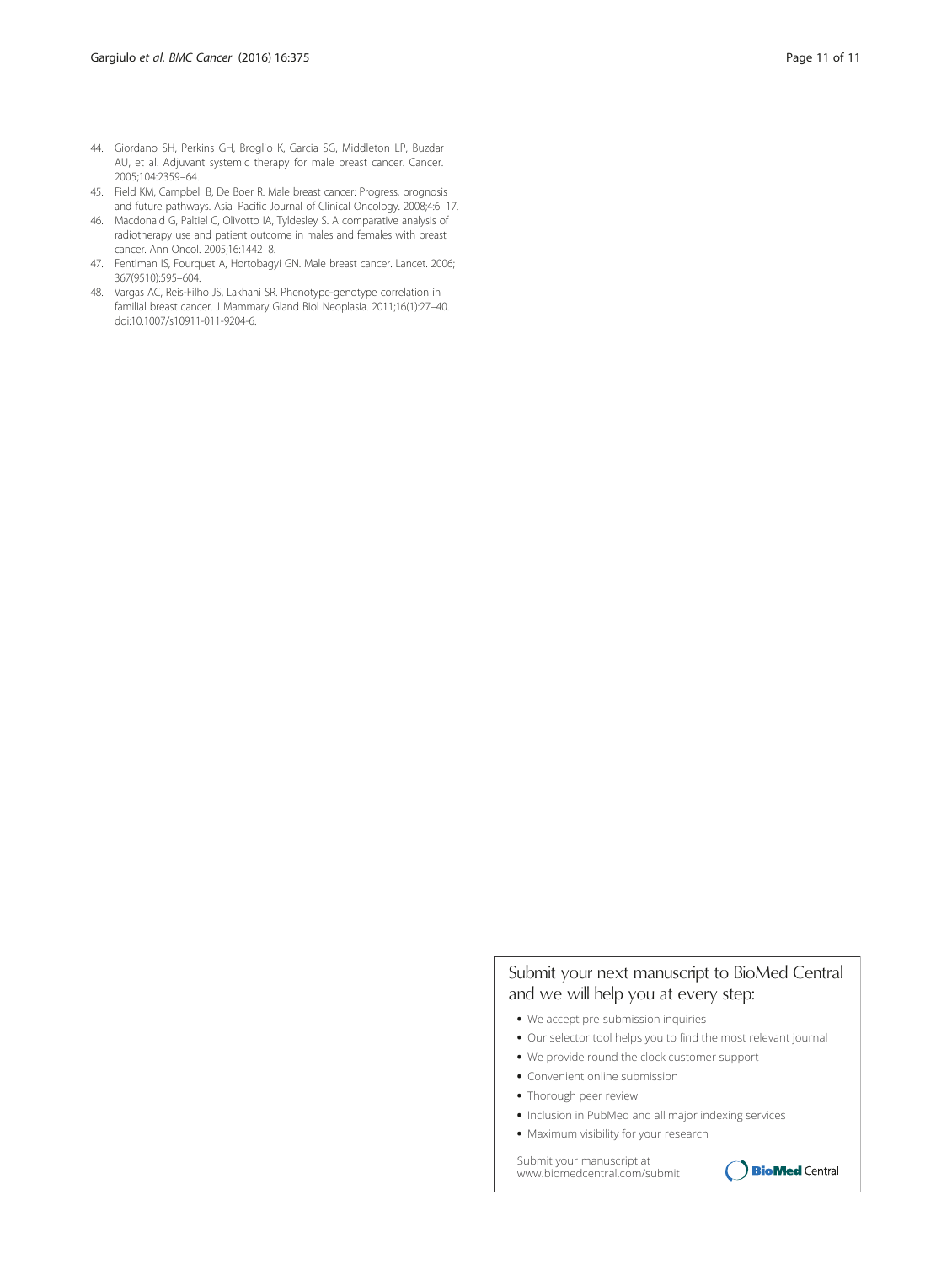44. Giordano SH, Perkins GH, Broglio K, Garcia SG, Middleton LP, Buzdar AU, et al. Adjuvant systemic therapy for male breast cancer. Cancer. 2005;104:2359–64.
45. Field KM, Campbell B, De Boer R. Male breast cancer: Progress, prognosis and future pathways. Asia–Pacific Journal of Clinical Oncology. 2008;4:6–17.
46. Macdonald G, Paltiel C, Olivotto IA, Tyldesley S. A comparative analysis of radiotherapy use and patient outcome in males and females with breast cancer. Ann Oncol. 2005;16:1442–8.
47. Fentiman IS, Fourquet A, Hortobagyi GN. Male breast cancer. Lancet. 2006; 367(9510):595–604.
48. Vargas AC, Reis-Filho JS, Lakhani SR. Phenotype-genotype correlation in familial breast cancer. J Mammary Gland Biol Neoplasia. 2011;16(1):27–40. doi:10.1007/s10911-011-9204-6.

Submit your next manuscript to BioMed Central and we will help you at every step:

- We accept pre-submission inquiries
- Our selector tool helps you to find the most relevant journal
- We provide round the clock customer support
- Convenient online submission
- Thorough peer review
- Inclusion in PubMed and all major indexing services
- Maximum visibility for your research

Submit your manuscript at
www.biomedcentral.com/submit

BioMed Central